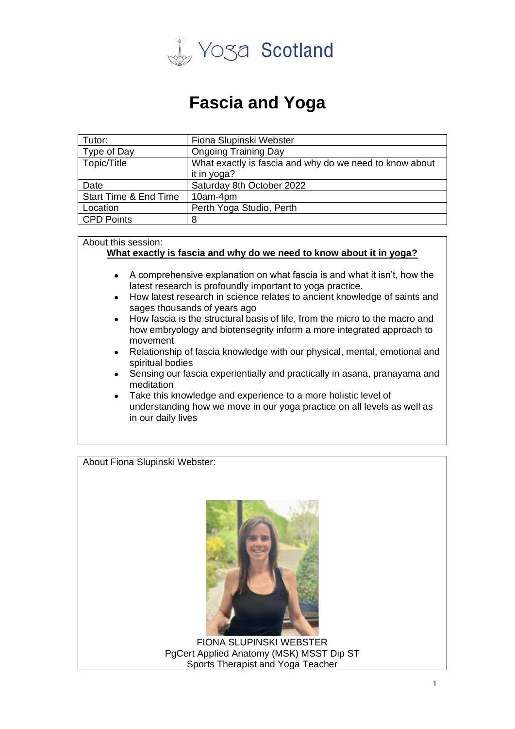Yoga Scotland

# Fascia and Yoga

| Tutor: | Fiona Slupinski Webster |
| --- | --- |
| Type of Day | Ongoing Training Day |
| Topic/Title | What exactly is fascia and why do we need to know about it in yoga? |
| Date | Saturday 8th October 2022 |
| Start Time & End Time | 10am-4pm |
| Location | Perth Yoga Studio, Perth |
| CPD Points | 8 |

About this session:

**<u>What exactly is fascia and why do we need to know about it in yoga?</u>**

- A comprehensive explanation on what fascia is and what it isn't, how the latest research is profoundly important to yoga practice.
- How latest research in science relates to ancient knowledge of saints and sages thousands of years ago
- How fascia is the structural basis of life, from the micro to the macro and how embryology and biotensegrity inform a more integrated approach to movement
- Relationship of fascia knowledge with our physical, mental, emotional and spiritual bodies
- Sensing our fascia experientially and practically in asana, pranayama and meditation
- Take this knowledge and experience to a more holistic level of understanding how we move in our yoga practice on all levels as well as in our daily lives

About Fiona Slupinski Webster:

FIONA SLUPINSKI WEBSTER
PgCert Applied Anatomy (MSK) MSST Dip ST
Sports Therapist and Yoga Teacher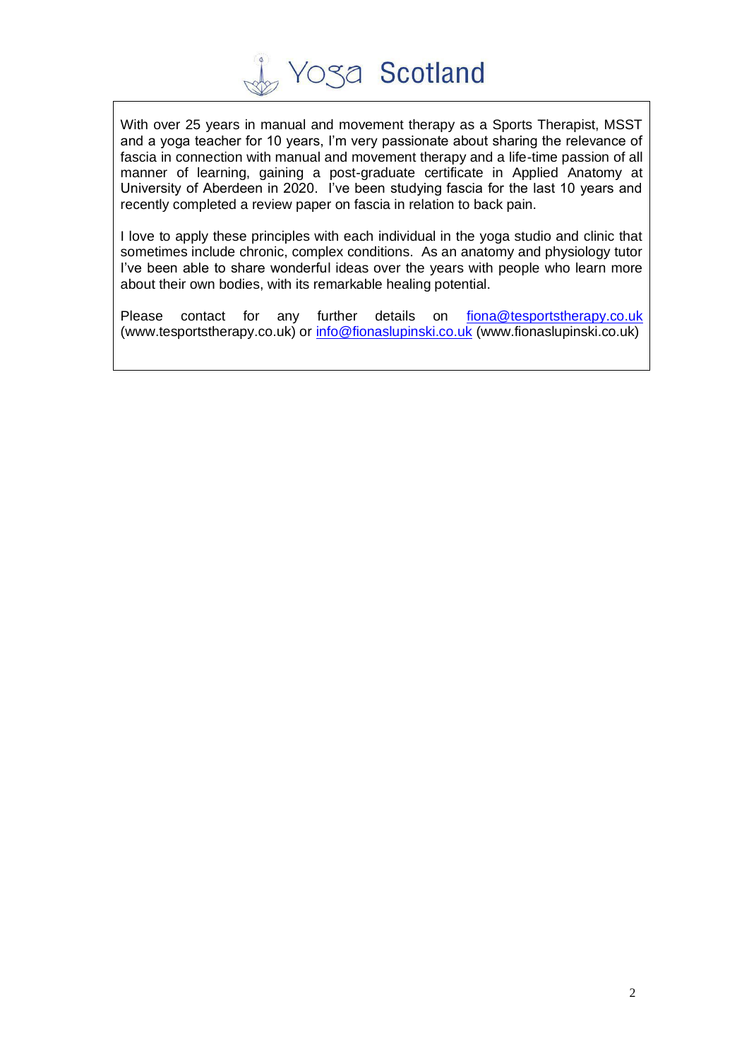Yoga Scotland

With over 25 years in manual and movement therapy as a Sports Therapist, MSST and a yoga teacher for 10 years, I'm very passionate about sharing the relevance of fascia in connection with manual and movement therapy and a life-time passion of all manner of learning, gaining a post-graduate certificate in Applied Anatomy at University of Aberdeen in 2020. I've been studying fascia for the last 10 years and recently completed a review paper on fascia in relation to back pain.

I love to apply these principles with each individual in the yoga studio and clinic that sometimes include chronic, complex conditions. As an anatomy and physiology tutor I've been able to share wonderful ideas over the years with people who learn more about their own bodies, with its remarkable healing potential.

Please contact for any further details on fiona@tesportstherapy.co.uk (www.tesportstherapy.co.uk) or info@fionaslupinski.co.uk (www.fionaslupinski.co.uk)